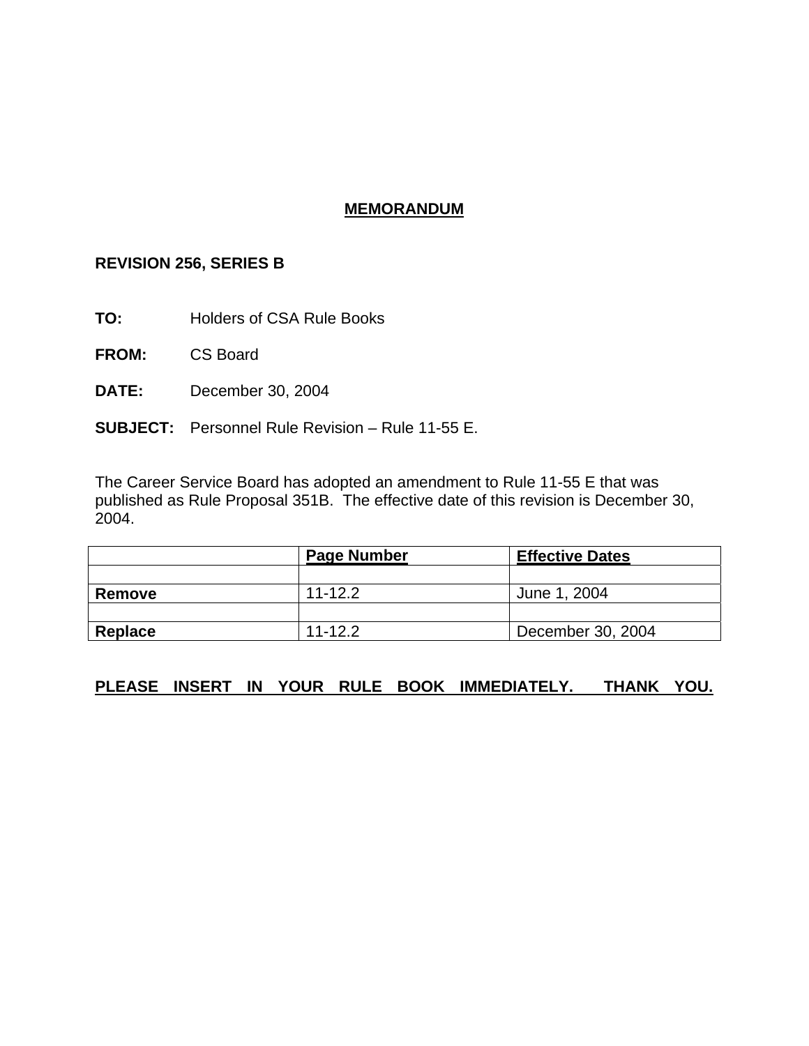# MEMORANDUM

**REVISION 256, SERIES B**

**TO:** Holders of CSA Rule Books

**FROM:** CS Board

**DATE:** December 30, 2004

**SUBJECT:** Personnel Rule Revision – Rule 11-55 E.

The Career Service Board has adopted an amendment to Rule 11-55 E that was published as Rule Proposal 351B. The effective date of this revision is December 30, 2004.

| | Page Number | Effective Dates |
|---|---|---|
| | | |
| **Remove** | 11-12.2 | June 1, 2004 |
| | | |
| **Replace** | 11-12.2 | December 30, 2004 |

**PLEASE INSERT IN YOUR RULE BOOK IMMEDIATELY. THANK YOU.**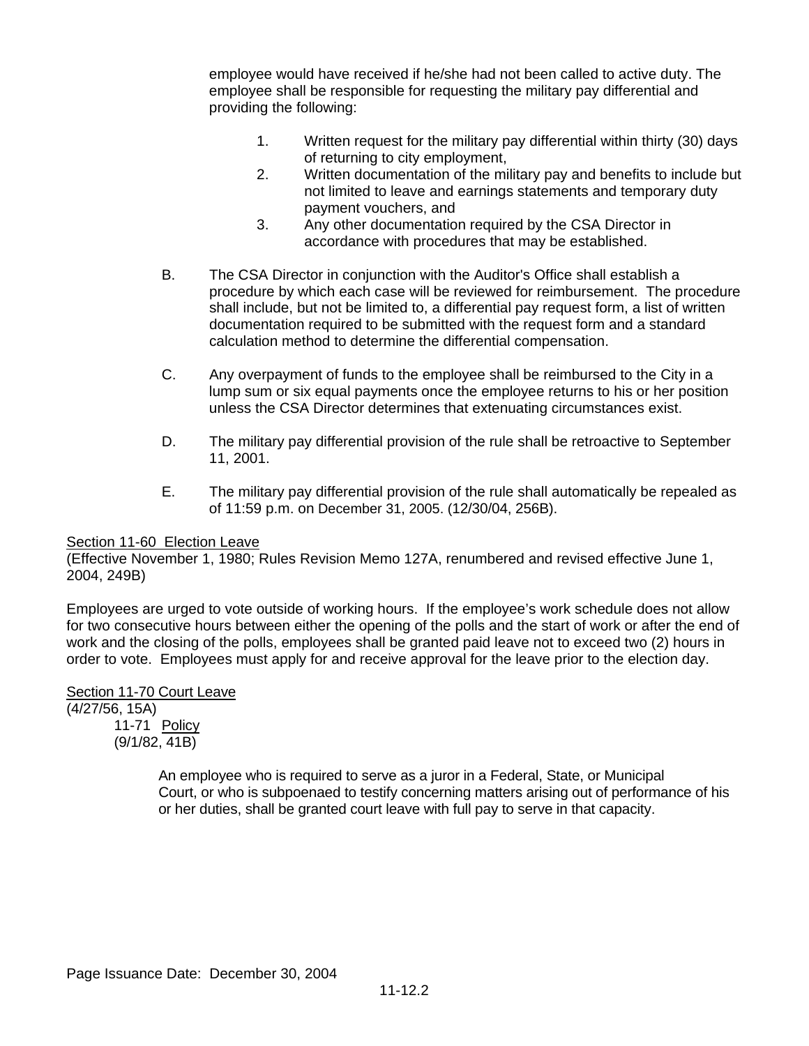employee would have received if he/she had not been called to active duty. The employee shall be responsible for requesting the military pay differential and providing the following:

1. Written request for the military pay differential within thirty (30) days of returning to city employment,
2. Written documentation of the military pay and benefits to include but not limited to leave and earnings statements and temporary duty payment vouchers, and
3. Any other documentation required by the CSA Director in accordance with procedures that may be established.

B. The CSA Director in conjunction with the Auditor's Office shall establish a procedure by which each case will be reviewed for reimbursement. The procedure shall include, but not be limited to, a differential pay request form, a list of written documentation required to be submitted with the request form and a standard calculation method to determine the differential compensation.

C. Any overpayment of funds to the employee shall be reimbursed to the City in a lump sum or six equal payments once the employee returns to his or her position unless the CSA Director determines that extenuating circumstances exist.

D. The military pay differential provision of the rule shall be retroactive to September 11, 2001.

E. The military pay differential provision of the rule shall automatically be repealed as of 11:59 p.m. on December 31, 2005. (12/30/04, 256B).

<u>Section 11-60 Election Leave</u>
(Effective November 1, 1980; Rules Revision Memo 127A, renumbered and revised effective June 1, 2004, 249B)

Employees are urged to vote outside of working hours. If the employee's work schedule does not allow for two consecutive hours between either the opening of the polls and the start of work or after the end of work and the closing of the polls, employees shall be granted paid leave not to exceed two (2) hours in order to vote. Employees must apply for and receive approval for the leave prior to the election day.

<u>Section 11-70 Court Leave</u>
(4/27/56, 15A)

11-71 <u>Policy</u>
(9/1/82, 41B)

An employee who is required to serve as a juror in a Federal, State, or Municipal Court, or who is subpoenaed to testify concerning matters arising out of performance of his or her duties, shall be granted court leave with full pay to serve in that capacity.

Page Issuance Date: December 30, 2004